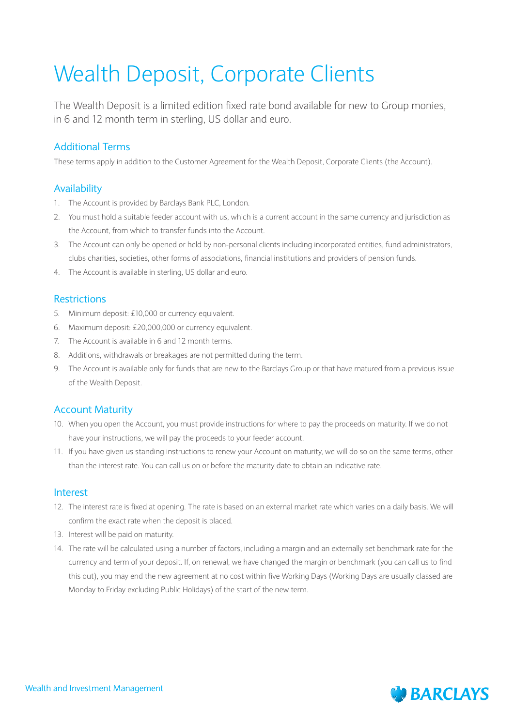# Wealth Deposit, Corporate Clients

The Wealth Deposit is a limited edition fixed rate bond available for new to Group monies, in 6 and 12 month term in sterling, US dollar and euro.

## Additional Terms

These terms apply in addition to the Customer Agreement for the Wealth Deposit, Corporate Clients (the Account).

## Availability

1. The Account is provided by Barclays Bank PLC, London.
2. You must hold a suitable feeder account with us, which is a current account in the same currency and jurisdiction as the Account, from which to transfer funds into the Account.
3. The Account can only be opened or held by non-personal clients including incorporated entities, fund administrators, clubs charities, societies, other forms of associations, financial institutions and providers of pension funds.
4. The Account is available in sterling, US dollar and euro.

## Restrictions

5. Minimum deposit: £10,000 or currency equivalent.
6. Maximum deposit: £20,000,000 or currency equivalent.
7. The Account is available in 6 and 12 month terms.
8. Additions, withdrawals or breakages are not permitted during the term.
9. The Account is available only for funds that are new to the Barclays Group or that have matured from a previous issue of the Wealth Deposit.

## Account Maturity

10. When you open the Account, you must provide instructions for where to pay the proceeds on maturity. If we do not have your instructions, we will pay the proceeds to your feeder account.
11. If you have given us standing instructions to renew your Account on maturity, we will do so on the same terms, other than the interest rate. You can call us on or before the maturity date to obtain an indicative rate.

## Interest

12. The interest rate is fixed at opening. The rate is based on an external market rate which varies on a daily basis. We will confirm the exact rate when the deposit is placed.
13. Interest will be paid on maturity.
14. The rate will be calculated using a number of factors, including a margin and an externally set benchmark rate for the currency and term of your deposit. If, on renewal, we have changed the margin or benchmark (you can call us to find this out), you may end the new agreement at no cost within five Working Days (Working Days are usually classed are Monday to Friday excluding Public Holidays) of the start of the new term.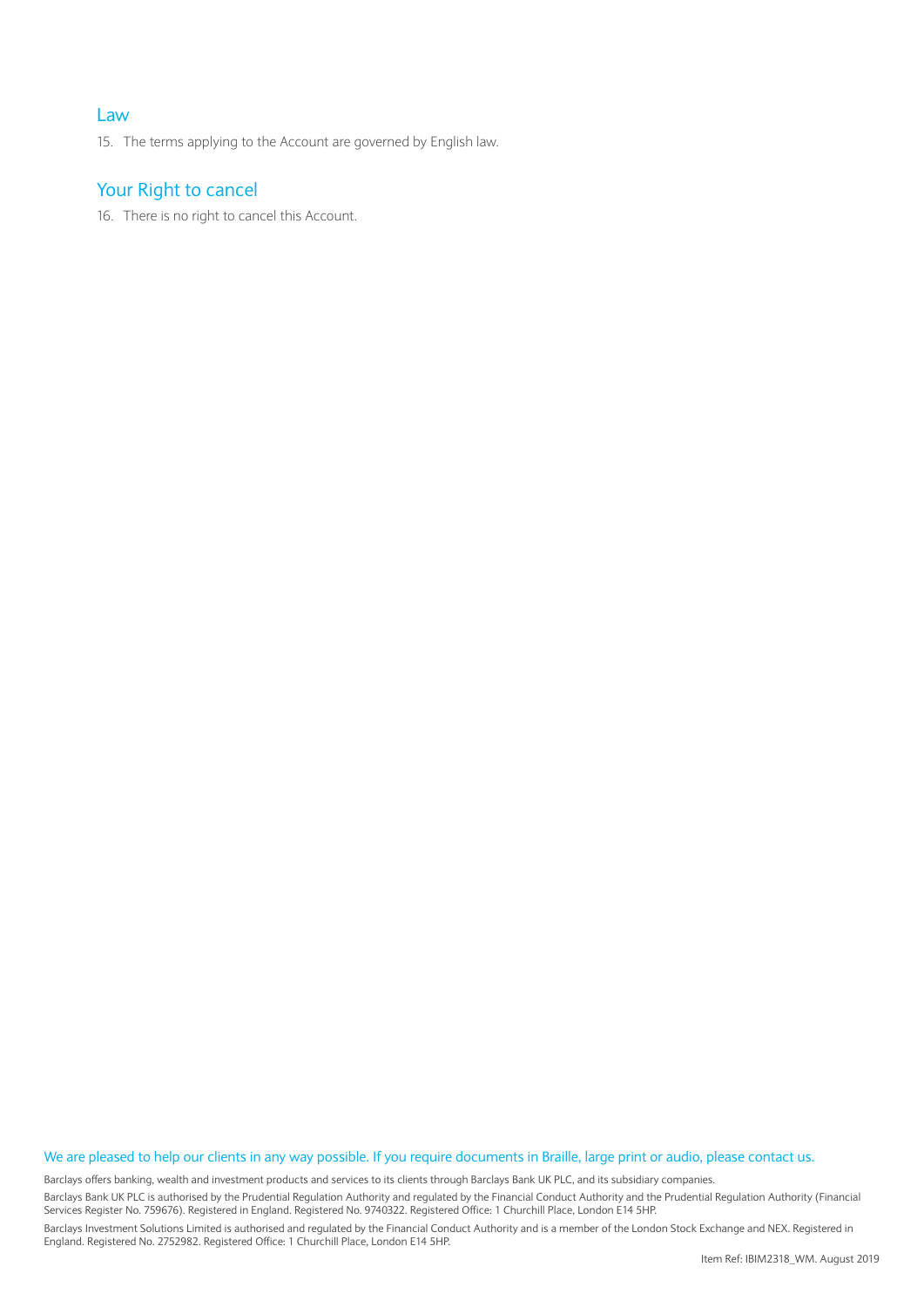## Law

15. The terms applying to the Account are governed by English law.

## Your Right to cancel

16. There is no right to cancel this Account.

We are pleased to help our clients in any way possible. If you require documents in Braille, large print or audio, please contact us.

Barclays offers banking, wealth and investment products and services to its clients through Barclays Bank UK PLC, and its subsidiary companies.

Barclays Bank UK PLC is authorised by the Prudential Regulation Authority and regulated by the Financial Conduct Authority and the Prudential Regulation Authority (Financial Services Register No. 759676). Registered in England. Registered No. 9740322. Registered Office: 1 Churchill Place, London E14 5HP.

Barclays Investment Solutions Limited is authorised and regulated by the Financial Conduct Authority and is a member of the London Stock Exchange and NEX. Registered in England. Registered No. 2752982. Registered Office: 1 Churchill Place, London E14 5HP.

Item Ref: IBIM2318_WM. August 2019